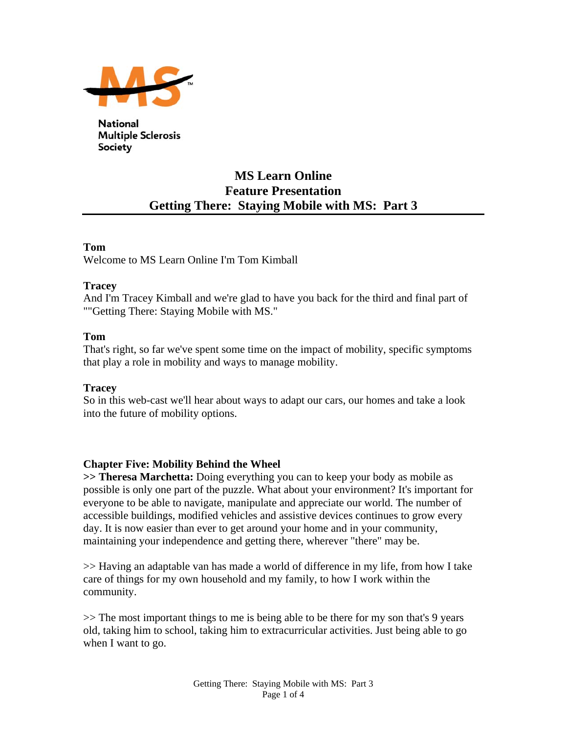National Multiple Sclerosis Society

# MS Learn Online
## Feature Presentation
## Getting There: Staying Mobile with MS: Part 3

**Tom**
Welcome to MS Learn Online I'm Tom Kimball

**Tracey**
And I'm Tracey Kimball and we're glad to have you back for the third and final part of ""Getting There: Staying Mobile with MS."

**Tom**
That's right, so far we've spent some time on the impact of mobility, specific symptoms that play a role in mobility and ways to manage mobility.

**Tracey**
So in this web-cast we'll hear about ways to adapt our cars, our homes and take a look into the future of mobility options.

**Chapter Five: Mobility Behind the Wheel**
**>> Theresa Marchetta:** Doing everything you can to keep your body as mobile as possible is only one part of the puzzle. What about your environment? It's important for everyone to be able to navigate, manipulate and appreciate our world. The number of accessible buildings, modified vehicles and assistive devices continues to grow every day. It is now easier than ever to get around your home and in your community, maintaining your independence and getting there, wherever "there" may be.

>> Having an adaptable van has made a world of difference in my life, from how I take care of things for my own household and my family, to how I work within the community.

>> The most important things to me is being able to be there for my son that's 9 years old, taking him to school, taking him to extracurricular activities. Just being able to go when I want to go.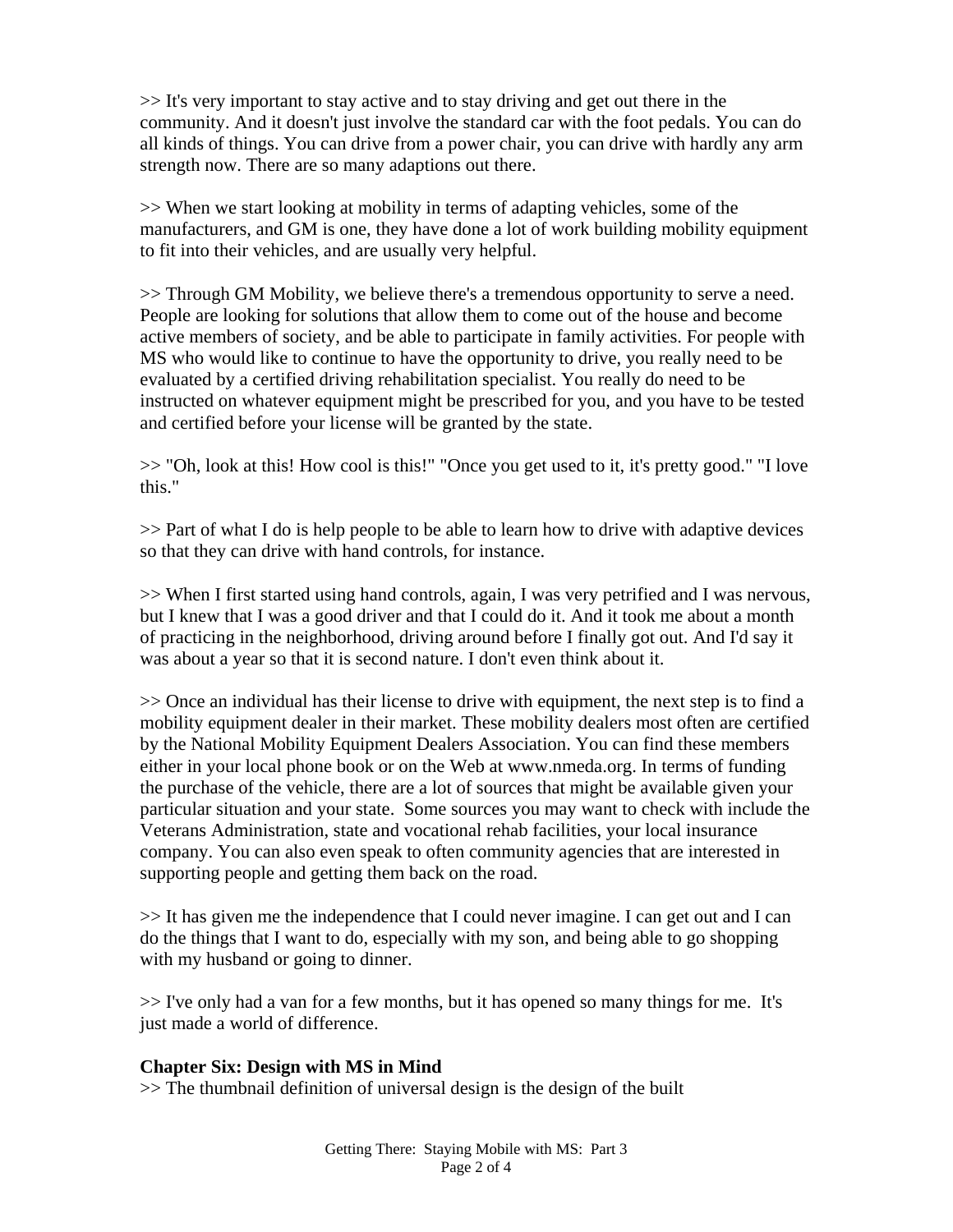>> It's very important to stay active and to stay driving and get out there in the community. And it doesn't just involve the standard car with the foot pedals. You can do all kinds of things. You can drive from a power chair, you can drive with hardly any arm strength now. There are so many adaptions out there.

>> When we start looking at mobility in terms of adapting vehicles, some of the manufacturers, and GM is one, they have done a lot of work building mobility equipment to fit into their vehicles, and are usually very helpful.

>> Through GM Mobility, we believe there's a tremendous opportunity to serve a need. People are looking for solutions that allow them to come out of the house and become active members of society, and be able to participate in family activities. For people with MS who would like to continue to have the opportunity to drive, you really need to be evaluated by a certified driving rehabilitation specialist. You really do need to be instructed on whatever equipment might be prescribed for you, and you have to be tested and certified before your license will be granted by the state.

>> "Oh, look at this! How cool is this!" "Once you get used to it, it's pretty good." "I love this."

>> Part of what I do is help people to be able to learn how to drive with adaptive devices so that they can drive with hand controls, for instance.

>> When I first started using hand controls, again, I was very petrified and I was nervous, but I knew that I was a good driver and that I could do it. And it took me about a month of practicing in the neighborhood, driving around before I finally got out. And I'd say it was about a year so that it is second nature. I don't even think about it.

>> Once an individual has their license to drive with equipment, the next step is to find a mobility equipment dealer in their market. These mobility dealers most often are certified by the National Mobility Equipment Dealers Association. You can find these members either in your local phone book or on the Web at www.nmeda.org. In terms of funding the purchase of the vehicle, there are a lot of sources that might be available given your particular situation and your state. Some sources you may want to check with include the Veterans Administration, state and vocational rehab facilities, your local insurance company. You can also even speak to often community agencies that are interested in supporting people and getting them back on the road.

>> It has given me the independence that I could never imagine. I can get out and I can do the things that I want to do, especially with my son, and being able to go shopping with my husband or going to dinner.

>> I've only had a van for a few months, but it has opened so many things for me. It's just made a world of difference.

**Chapter Six: Design with MS in Mind**

>> The thumbnail definition of universal design is the design of the built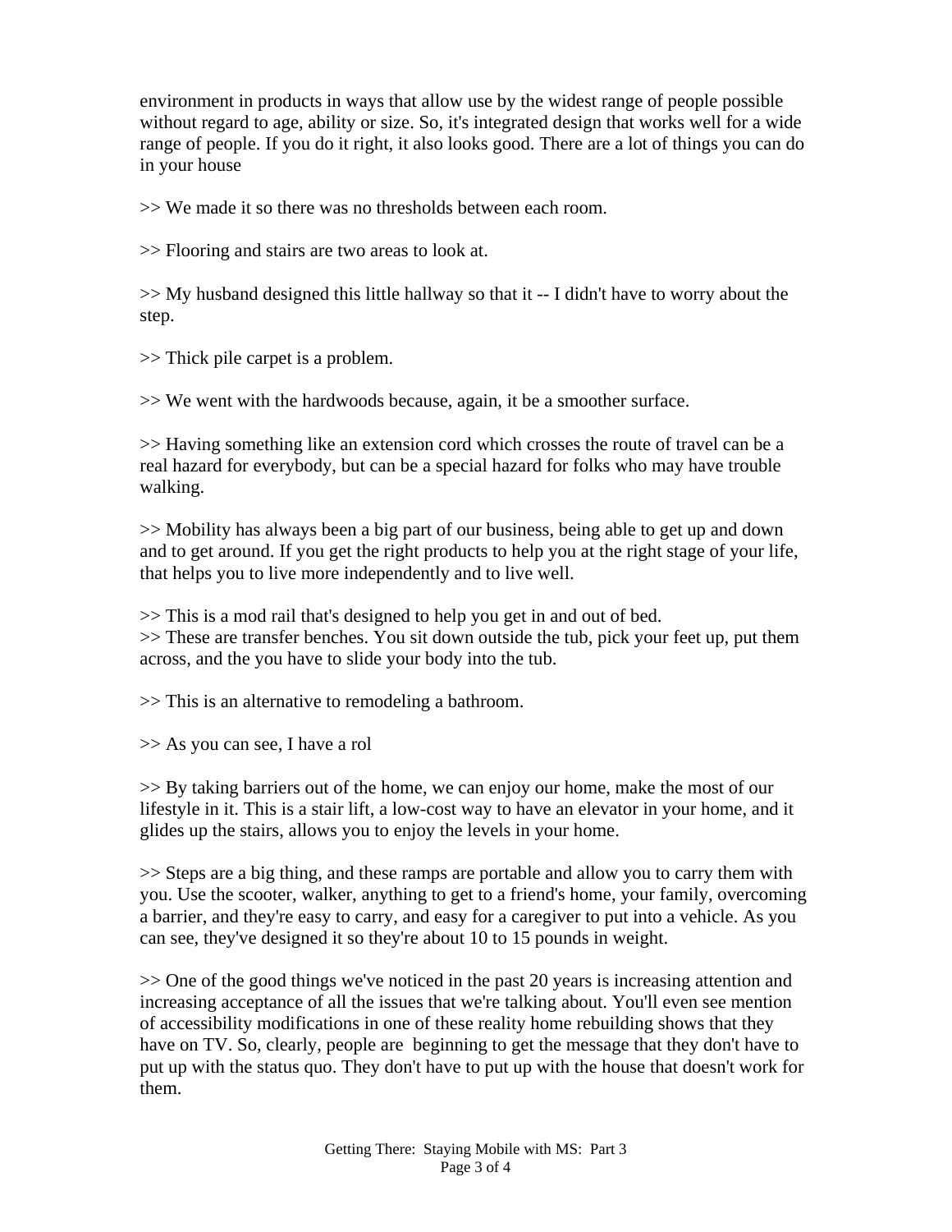environment in products in ways that allow use by the widest range of people possible without regard to age, ability or size. So, it's integrated design that works well for a wide range of people. If you do it right, it also looks good. There are a lot of things you can do in your house

>> We made it so there was no thresholds between each room.

>> Flooring and stairs are two areas to look at.

>> My husband designed this little hallway so that it -- I didn't have to worry about the step.

>> Thick pile carpet is a problem.

>> We went with the hardwoods because, again, it be a smoother surface.

>> Having something like an extension cord which crosses the route of travel can be a real hazard for everybody, but can be a special hazard for folks who may have trouble walking.

>> Mobility has always been a big part of our business, being able to get up and down and to get around. If you get the right products to help you at the right stage of your life, that helps you to live more independently and to live well.

>> This is a mod rail that's designed to help you get in and out of bed.
>> These are transfer benches. You sit down outside the tub, pick your feet up, put them across, and the you have to slide your body into the tub.

>> This is an alternative to remodeling a bathroom.

>> As you can see, I have a rol

>> By taking barriers out of the home, we can enjoy our home, make the most of our lifestyle in it. This is a stair lift, a low-cost way to have an elevator in your home, and it glides up the stairs, allows you to enjoy the levels in your home.

>> Steps are a big thing, and these ramps are portable and allow you to carry them with you. Use the scooter, walker, anything to get to a friend's home, your family, overcoming a barrier, and they're easy to carry, and easy for a caregiver to put into a vehicle. As you can see, they've designed it so they're about 10 to 15 pounds in weight.

>> One of the good things we've noticed in the past 20 years is increasing attention and increasing acceptance of all the issues that we're talking about. You'll even see mention of accessibility modifications in one of these reality home rebuilding shows that they have on TV. So, clearly, people are beginning to get the message that they don't have to put up with the status quo. They don't have to put up with the house that doesn't work for them.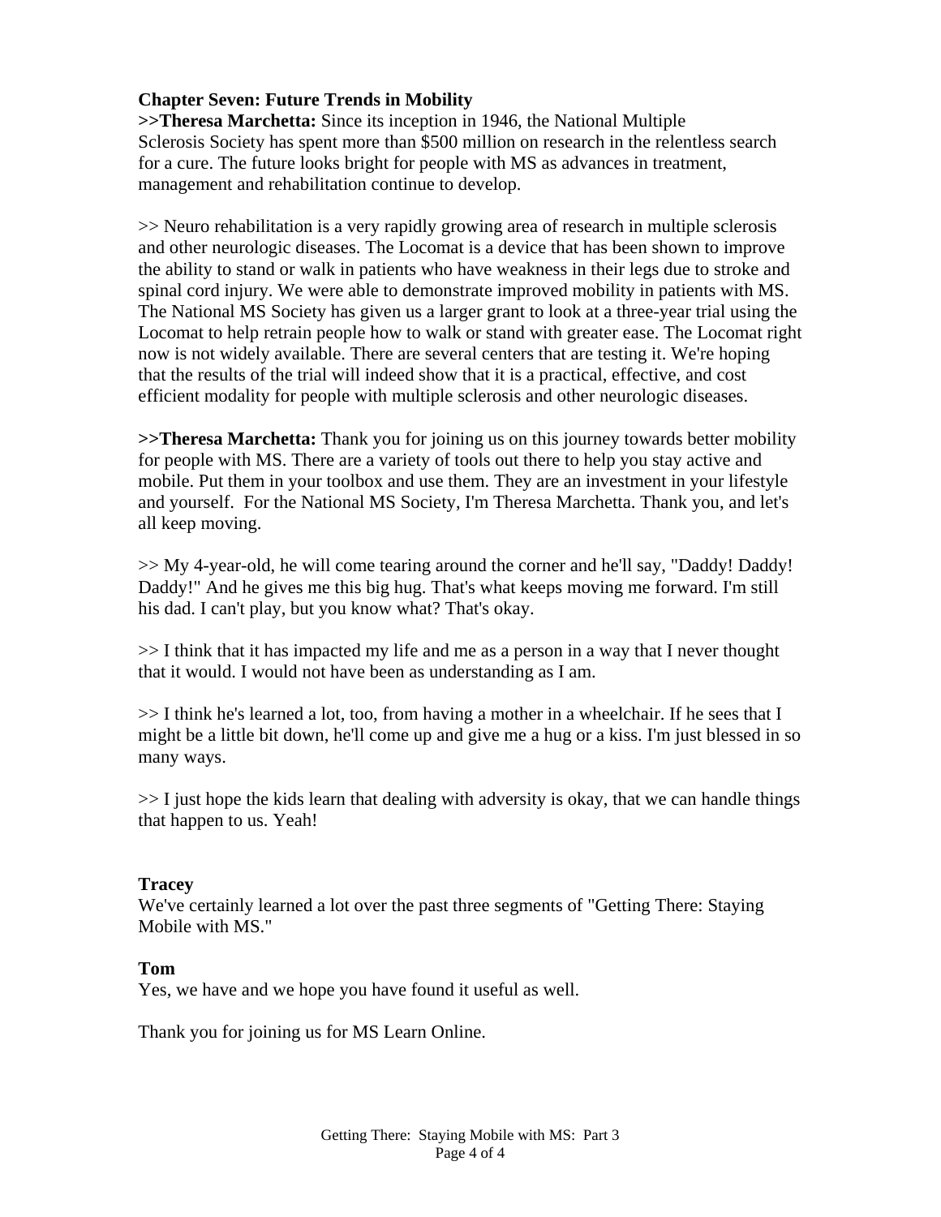**Chapter Seven: Future Trends in Mobility**

**>>Theresa Marchetta:** Since its inception in 1946, the National Multiple Sclerosis Society has spent more than $500 million on research in the relentless search for a cure. The future looks bright for people with MS as advances in treatment, management and rehabilitation continue to develop.

>> Neuro rehabilitation is a very rapidly growing area of research in multiple sclerosis and other neurologic diseases. The Locomat is a device that has been shown to improve the ability to stand or walk in patients who have weakness in their legs due to stroke and spinal cord injury. We were able to demonstrate improved mobility in patients with MS. The National MS Society has given us a larger grant to look at a three-year trial using the Locomat to help retrain people how to walk or stand with greater ease. The Locomat right now is not widely available. There are several centers that are testing it. We're hoping that the results of the trial will indeed show that it is a practical, effective, and cost efficient modality for people with multiple sclerosis and other neurologic diseases.

**>>Theresa Marchetta:** Thank you for joining us on this journey towards better mobility for people with MS. There are a variety of tools out there to help you stay active and mobile. Put them in your toolbox and use them. They are an investment in your lifestyle and yourself. For the National MS Society, I'm Theresa Marchetta. Thank you, and let's all keep moving.

>> My 4-year-old, he will come tearing around the corner and he'll say, "Daddy! Daddy! Daddy!" And he gives me this big hug. That's what keeps moving me forward. I'm still his dad. I can't play, but you know what? That's okay.

>> I think that it has impacted my life and me as a person in a way that I never thought that it would. I would not have been as understanding as I am.

>> I think he's learned a lot, too, from having a mother in a wheelchair. If he sees that I might be a little bit down, he'll come up and give me a hug or a kiss. I'm just blessed in so many ways.

>> I just hope the kids learn that dealing with adversity is okay, that we can handle things that happen to us. Yeah!

**Tracey**
We've certainly learned a lot over the past three segments of "Getting There: Staying Mobile with MS."

**Tom**
Yes, we have and we hope you have found it useful as well.

Thank you for joining us for MS Learn Online.